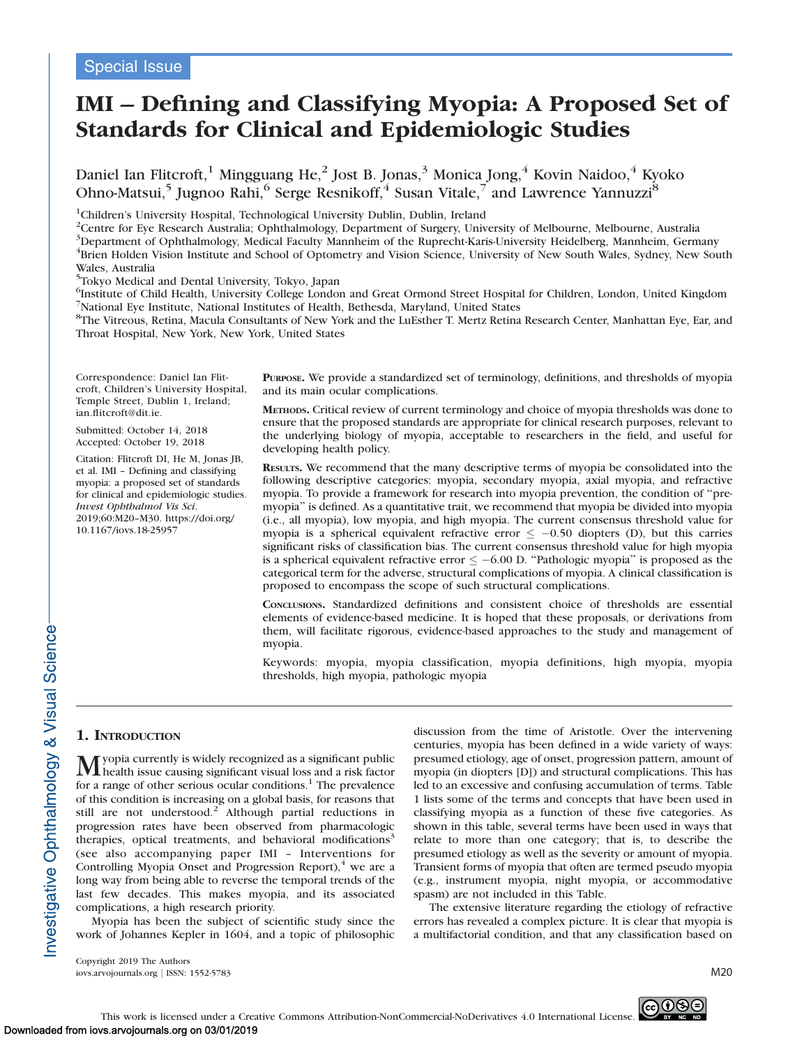Special Issue

# IMI – Defining and Classifying Myopia: A Proposed Set of Standards for Clinical and Epidemiologic Studies

Daniel Ian Flitcroft,[1] Mingguang He,[2] Jost B. Jonas,[3] Monica Jong,[4] Kovin Naidoo,[4] Kyoko Ohno-Matsui,[5] Jugnoo Rahi,[6] Serge Resnikoff,[4] Susan Vitale,[7] and Lawrence Yannuzzi[8]

[1]Children's University Hospital, Technological University Dublin, Dublin, Ireland
[2]Centre for Eye Research Australia; Ophthalmology, Department of Surgery, University of Melbourne, Melbourne, Australia
[3]Department of Ophthalmology, Medical Faculty Mannheim of the Ruprecht-Karis-University Heidelberg, Mannheim, Germany
[4]Brien Holden Vision Institute and School of Optometry and Vision Science, University of New South Wales, Sydney, New South Wales, Australia
[5]Tokyo Medical and Dental University, Tokyo, Japan
[6]Institute of Child Health, University College London and Great Ormond Street Hospital for Children, London, United Kingdom
[7]National Eye Institute, National Institutes of Health, Bethesda, Maryland, United States
[8]The Vitreous, Retina, Macula Consultants of New York and the LuEsther T. Mertz Retina Research Center, Manhattan Eye, Ear, and Throat Hospital, New York, New York, United States

Correspondence: Daniel Ian Flitcroft, Children's University Hospital, Temple Street, Dublin 1, Ireland; ian.flitcroft@dit.ie.

Submitted: October 14, 2018
Accepted: October 19, 2018

Citation: Flitcroft DI, He M, Jonas JB, et al. IMI – Defining and classifying myopia: a proposed set of standards for clinical and epidemiologic studies. *Invest Ophthalmol Vis Sci.* 2019;60:M20–M30. https://doi.org/10.1167/iovs.18-25957

**Purpose.** We provide a standardized set of terminology, definitions, and thresholds of myopia and its main ocular complications.

**Methods.** Critical review of current terminology and choice of myopia thresholds was done to ensure that the proposed standards are appropriate for clinical research purposes, relevant to the underlying biology of myopia, acceptable to researchers in the field, and useful for developing health policy.

**Results.** We recommend that the many descriptive terms of myopia be consolidated into the following descriptive categories: myopia, secondary myopia, axial myopia, and refractive myopia. To provide a framework for research into myopia prevention, the condition of "pre-myopia" is defined. As a quantitative trait, we recommend that myopia be divided into myopia (i.e., all myopia), low myopia, and high myopia. The current consensus threshold value for myopia is a spherical equivalent refractive error $\leq -0.50$ diopters (D), but this carries significant risks of classification bias. The current consensus threshold value for high myopia is a spherical equivalent refractive error $\leq -6.00$ D. "Pathologic myopia" is proposed as the categorical term for the adverse, structural complications of myopia. A clinical classification is proposed to encompass the scope of such structural complications.

**Conclusions.** Standardized definitions and consistent choice of thresholds are essential elements of evidence-based medicine. It is hoped that these proposals, or derivations from them, will facilitate rigorous, evidence-based approaches to the study and management of myopia.

Keywords: myopia, myopia classification, myopia definitions, high myopia, myopia thresholds, high myopia, pathologic myopia

## 1. Introduction

Myopia currently is widely recognized as a significant public health issue causing significant visual loss and a risk factor for a range of other serious ocular conditions.[1] The prevalence of this condition is increasing on a global basis, for reasons that still are not understood.[2] Although partial reductions in progression rates have been observed from pharmacologic therapies, optical treatments, and behavioral modifications[3] (see also accompanying paper IMI – Interventions for Controlling Myopia Onset and Progression Report),[4] we are a long way from being able to reverse the temporal trends of the last few decades. This makes myopia, and its associated complications, a high research priority.

Myopia has been the subject of scientific study since the work of Johannes Kepler in 1604, and a topic of philosophic discussion from the time of Aristotle. Over the intervening centuries, myopia has been defined in a wide variety of ways: presumed etiology, age of onset, progression pattern, amount of myopia (in diopters [D]) and structural complications. This has led to an excessive and confusing accumulation of terms. Table 1 lists some of the terms and concepts that have been used in classifying myopia as a function of these five categories. As shown in this table, several terms have been used in ways that relate to more than one category; that is, to describe the presumed etiology as well as the severity or amount of myopia. Transient forms of myopia that often are termed pseudo myopia (e.g., instrument myopia, night myopia, or accommodative spasm) are not included in this Table.

The extensive literature regarding the etiology of refractive errors has revealed a complex picture. It is clear that myopia is a multifactorial condition, and that any classification based on

Copyright 2019 The Authors
iovs.arvojournals.org | ISSN: 1552-5783

This work is licensed under a Creative Commons Attribution-NonCommercial-NoDerivatives 4.0 International License.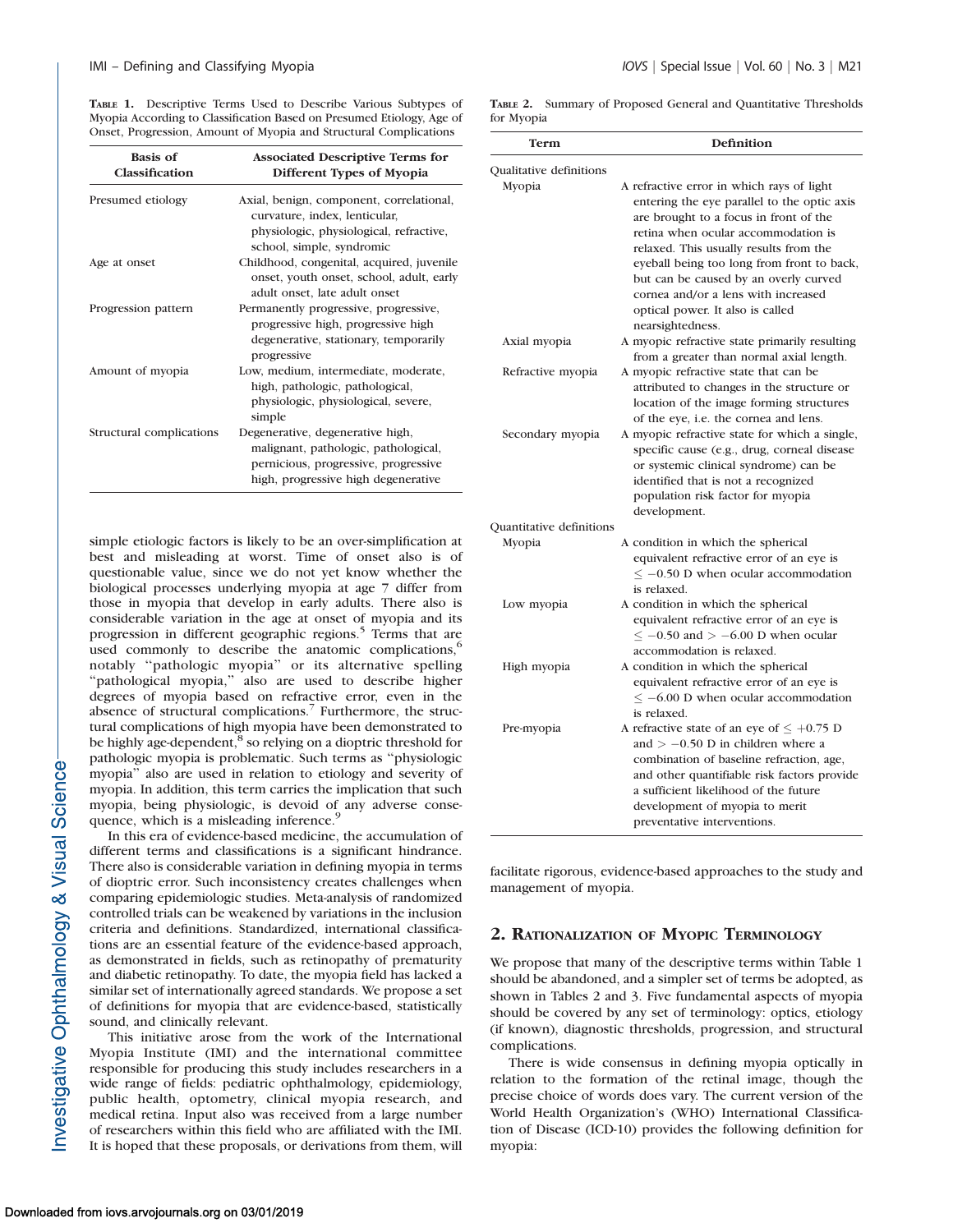TABLE 1. Descriptive Terms Used to Describe Various Subtypes of Myopia According to Classification Based on Presumed Etiology, Age of Onset, Progression, Amount of Myopia and Structural Complications

| Basis of Classification | Associated Descriptive Terms for Different Types of Myopia |
|---|---|
| Presumed etiology | Axial, benign, component, correlational, curvature, index, lenticular, physiologic, physiological, refractive, school, simple, syndromic |
| Age at onset | Childhood, congenital, acquired, juvenile onset, youth onset, school, adult, early adult onset, late adult onset |
| Progression pattern | Permanently progressive, progressive, progressive high, progressive high degenerative, stationary, temporarily progressive |
| Amount of myopia | Low, medium, intermediate, moderate, high, pathologic, pathological, physiologic, physiological, severe, simple |
| Structural complications | Degenerative, degenerative high, malignant, pathologic, pathological, pernicious, progressive, progressive high, progressive high degenerative |

simple etiologic factors is likely to be an over-simplification at best and misleading at worst. Time of onset also is of questionable value, since we do not yet know whether the biological processes underlying myopia at age 7 differ from those in myopia that develop in early adults. There also is considerable variation in the age at onset of myopia and its progression in different geographic regions.[5] Terms that are used commonly to describe the anatomic complications,[6] notably "pathologic myopia" or its alternative spelling "pathological myopia," also are used to describe higher degrees of myopia based on refractive error, even in the absence of structural complications.[7] Furthermore, the structural complications of high myopia have been demonstrated to be highly age-dependent,[8] so relying on a dioptric threshold for pathologic myopia is problematic. Such terms as "physiologic myopia" also are used in relation to etiology and severity of myopia. In addition, this term carries the implication that such myopia, being physiologic, is devoid of any adverse consequence, which is a misleading inference.[9]

In this era of evidence-based medicine, the accumulation of different terms and classifications is a significant hindrance. There also is considerable variation in defining myopia in terms of dioptric error. Such inconsistency creates challenges when comparing epidemiologic studies. Meta-analysis of randomized controlled trials can be weakened by variations in the inclusion criteria and definitions. Standardized, international classifications are an essential feature of the evidence-based approach, as demonstrated in fields, such as retinopathy of prematurity and diabetic retinopathy. To date, the myopia field has lacked a similar set of internationally agreed standards. We propose a set of definitions for myopia that are evidence-based, statistically sound, and clinically relevant.

This initiative arose from the work of the International Myopia Institute (IMI) and the international committee responsible for producing this study includes researchers in a wide range of fields: pediatric ophthalmology, epidemiology, public health, optometry, clinical myopia research, and medical retina. Input also was received from a large number of researchers within this field who are affiliated with the IMI. It is hoped that these proposals, or derivations from them, will facilitate rigorous, evidence-based approaches to the study and management of myopia.

TABLE 2. Summary of Proposed General and Quantitative Thresholds for Myopia

| Term | Definition |
|---|---|
| **Qualitative definitions** | |
| Myopia | A refractive error in which rays of light entering the eye parallel to the optic axis are brought to a focus in front of the retina when ocular accommodation is relaxed. This usually results from the eyeball being too long from front to back, but can be caused by an overly curved cornea and/or a lens with increased optical power. It also is called nearsightedness. |
| Axial myopia | A myopic refractive state primarily resulting from a greater than normal axial length. |
| Refractive myopia | A myopic refractive state that can be attributed to changes in the structure or location of the image forming structures of the eye, i.e. the cornea and lens. |
| Secondary myopia | A myopic refractive state for which a single, specific cause (e.g., drug, corneal disease or systemic clinical syndrome) can be identified that is not a recognized population risk factor for myopia development. |
| **Quantitative definitions** | |
| Myopia | A condition in which the spherical equivalent refractive error of an eye is $\leq -0.50$ D when ocular accommodation is relaxed. |
| Low myopia | A condition in which the spherical equivalent refractive error of an eye is $\leq -0.50$ and $> -6.00$ D when ocular accommodation is relaxed. |
| High myopia | A condition in which the spherical equivalent refractive error of an eye is $\leq -6.00$ D when ocular accommodation is relaxed. |
| Pre-myopia | A refractive state of an eye of $\leq +0.75$ D and $> -0.50$ D in children where a combination of baseline refraction, age, and other quantifiable risk factors provide a sufficient likelihood of the future development of myopia to merit preventative interventions. |

## 2. Rationalization of Myopic Terminology

We propose that many of the descriptive terms within Table 1 should be abandoned, and a simpler set of terms be adopted, as shown in Tables 2 and 3. Five fundamental aspects of myopia should be covered by any set of terminology: optics, etiology (if known), diagnostic thresholds, progression, and structural complications.

There is wide consensus in defining myopia optically in relation to the formation of the retinal image, though the precise choice of words does vary. The current version of the World Health Organization's (WHO) International Classification of Disease (ICD-10) provides the following definition for myopia: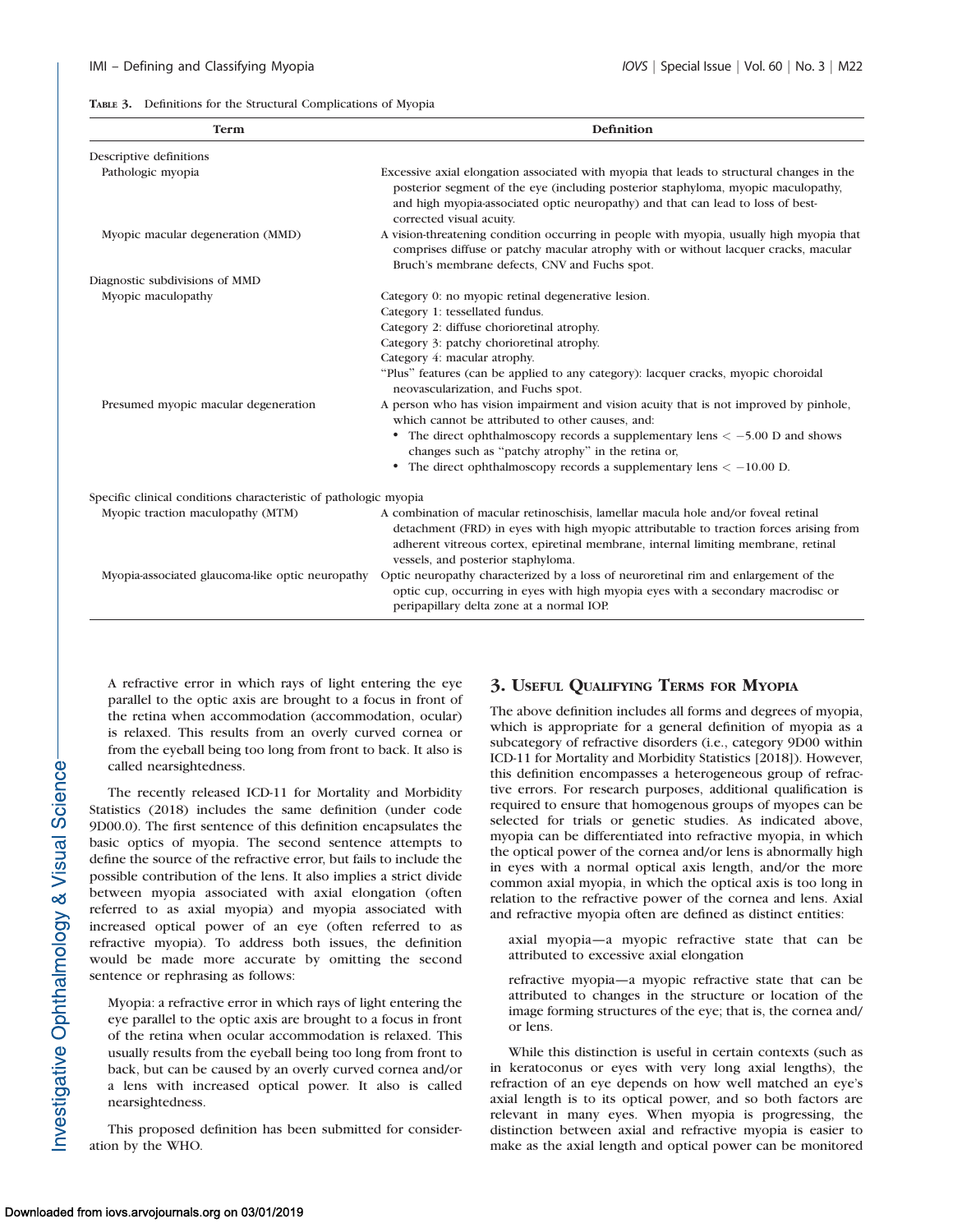**TABLE 3.** Definitions for the Structural Complications of Myopia

| Term | Definition |
|---|---|
| Descriptive definitions | |
| Pathologic myopia | Excessive axial elongation associated with myopia that leads to structural changes in the posterior segment of the eye (including posterior staphyloma, myopic maculopathy, and high myopia-associated optic neuropathy) and that can lead to loss of best-corrected visual acuity. |
| Myopic macular degeneration (MMD) | A vision-threatening condition occurring in people with myopia, usually high myopia that comprises diffuse or patchy macular atrophy with or without lacquer cracks, macular Bruch's membrane defects, CNV and Fuchs spot. |
| Diagnostic subdivisions of MMD | |
| Myopic maculopathy | Category 0: no myopic retinal degenerative lesion.<br>Category 1: tessellated fundus.<br>Category 2: diffuse chorioretinal atrophy.<br>Category 3: patchy chorioretinal atrophy.<br>Category 4: macular atrophy.<br>"Plus" features (can be applied to any category): lacquer cracks, myopic choroidal neovascularization, and Fuchs spot. |
| Presumed myopic macular degeneration | A person who has vision impairment and vision acuity that is not improved by pinhole, which cannot be attributed to other causes, and:<br>• The direct ophthalmoscopy records a supplementary lens < −5.00 D and shows changes such as "patchy atrophy" in the retina or,<br>• The direct ophthalmoscopy records a supplementary lens < −10.00 D. |
| Specific clinical conditions characteristic of pathologic myopia | |
| Myopic traction maculopathy (MTM) | A combination of macular retinoschisis, lamellar macula hole and/or foveal retinal detachment (FRD) in eyes with high myopic attributable to traction forces arising from adherent vitreous cortex, epiretinal membrane, internal limiting membrane, retinal vessels, and posterior staphyloma. |
| Myopia-associated glaucoma-like optic neuropathy | Optic neuropathy characterized by a loss of neuroretinal rim and enlargement of the optic cup, occurring in eyes with high myopia eyes with a secondary macrodisc or peripapillary delta zone at a normal IOP. |

> A refractive error in which rays of light entering the eye parallel to the optic axis are brought to a focus in front of the retina when accommodation (accommodation, ocular) is relaxed. This results from an overly curved cornea or from the eyeball being too long from front to back. It also is called nearsightedness.

The recently released ICD-11 for Mortality and Morbidity Statistics (2018) includes the same definition (under code 9D00.0). The first sentence of this definition encapsulates the basic optics of myopia. The second sentence attempts to define the source of the refractive error, but fails to include the possible contribution of the lens. It also implies a strict divide between myopia associated with axial elongation (often referred to as axial myopia) and myopia associated with increased optical power of an eye (often referred to as refractive myopia). To address both issues, the definition would be made more accurate by omitting the second sentence or rephrasing as follows:

> Myopia: a refractive error in which rays of light entering the eye parallel to the optic axis are brought to a focus in front of the retina when ocular accommodation is relaxed. This usually results from the eyeball being too long from front to back, but can be caused by an overly curved cornea and/or a lens with increased optical power. It also is called nearsightedness.

This proposed definition has been submitted for consideration by the WHO.

## 3. Useful Qualifying Terms for Myopia

The above definition includes all forms and degrees of myopia, which is appropriate for a general definition of myopia as a subcategory of refractive disorders (i.e., category 9D00 within ICD-11 for Mortality and Morbidity Statistics [2018]). However, this definition encompasses a heterogeneous group of refractive errors. For research purposes, additional qualification is required to ensure that homogenous groups of myopes can be selected for trials or genetic studies. As indicated above, myopia can be differentiated into refractive myopia, in which the optical power of the cornea and/or lens is abnormally high in eyes with a normal optical axis length, and/or the more common axial myopia, in which the optical axis is too long in relation to the refractive power of the cornea and lens. Axial and refractive myopia often are defined as distinct entities:

> axial myopia—a myopic refractive state that can be attributed to excessive axial elongation

> refractive myopia—a myopic refractive state that can be attributed to changes in the structure or location of the image forming structures of the eye; that is, the cornea and/or lens.

While this distinction is useful in certain contexts (such as in keratoconus or eyes with very long axial lengths), the refraction of an eye depends on how well matched an eye's axial length is to its optical power, and so both factors are relevant in many eyes. When myopia is progressing, the distinction between axial and refractive myopia is easier to make as the axial length and optical power can be monitored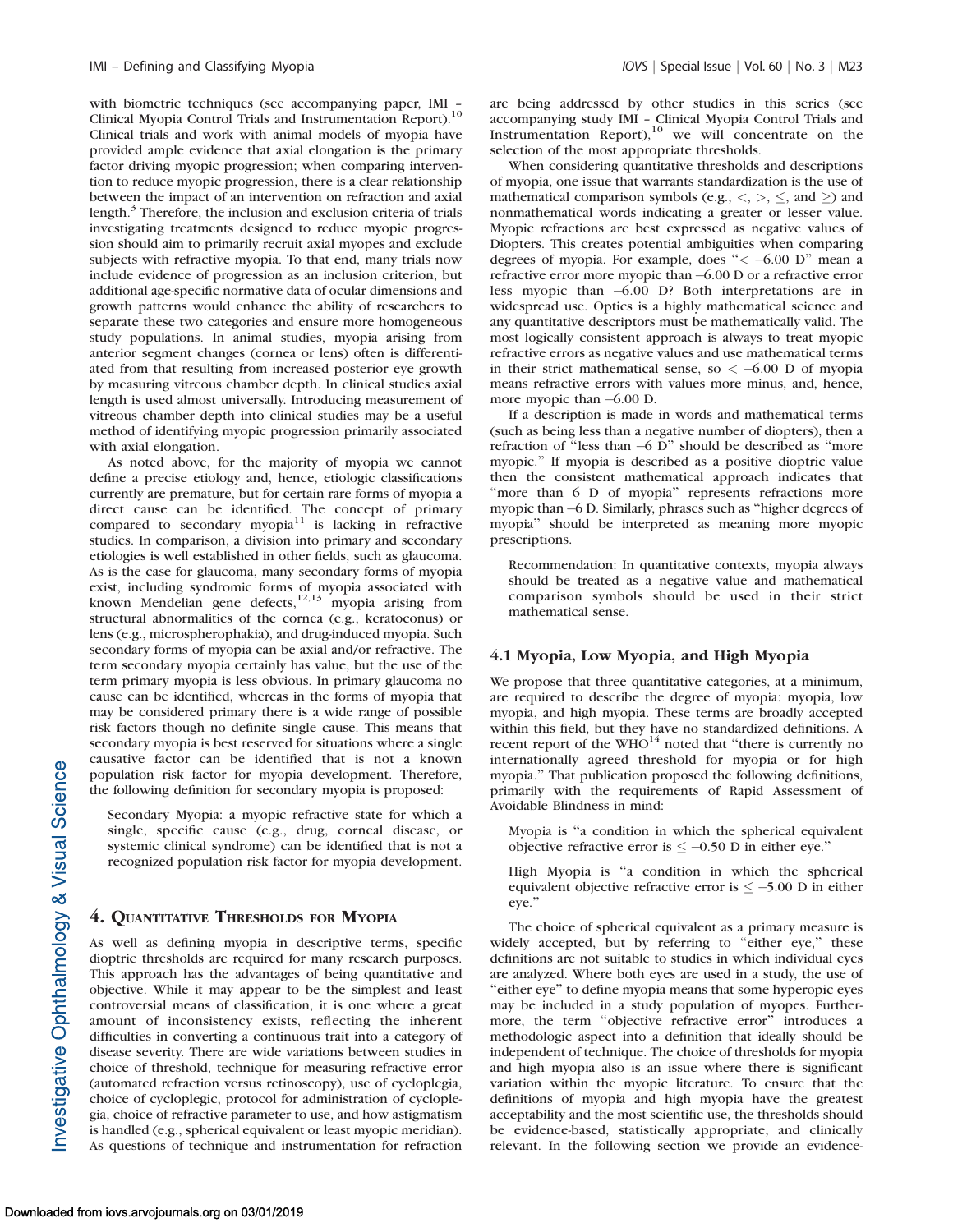with biometric techniques (see accompanying paper, IMI – Clinical Myopia Control Trials and Instrumentation Report).[10] Clinical trials and work with animal models of myopia have provided ample evidence that axial elongation is the primary factor driving myopic progression; when comparing intervention to reduce myopic progression, there is a clear relationship between the impact of an intervention on refraction and axial length.[3] Therefore, the inclusion and exclusion criteria of trials investigating treatments designed to reduce myopic progression should aim to primarily recruit axial myopes and exclude subjects with refractive myopia. To that end, many trials now include evidence of progression as an inclusion criterion, but additional age-specific normative data of ocular dimensions and growth patterns would enhance the ability of researchers to separate these two categories and ensure more homogeneous study populations. In animal studies, myopia arising from anterior segment changes (cornea or lens) often is differentiated from that resulting from increased posterior eye growth by measuring vitreous chamber depth. In clinical studies axial length is used almost universally. Introducing measurement of vitreous chamber depth into clinical studies may be a useful method of identifying myopic progression primarily associated with axial elongation.

As noted above, for the majority of myopia we cannot define a precise etiology and, hence, etiologic classifications currently are premature, but for certain rare forms of myopia a direct cause can be identified. The concept of primary compared to secondary myopia[11] is lacking in refractive studies. In comparison, a division into primary and secondary etiologies is well established in other fields, such as glaucoma. As is the case for glaucoma, many secondary forms of myopia exist, including syndromic forms of myopia associated with known Mendelian gene defects,[12,13] myopia arising from structural abnormalities of the cornea (e.g., keratoconus) or lens (e.g., microspherophakia), and drug-induced myopia. Such secondary forms of myopia can be axial and/or refractive. The term secondary myopia certainly has value, but the use of the term primary myopia is less obvious. In primary glaucoma no cause can be identified, whereas in the forms of myopia that may be considered primary there is a wide range of possible risk factors though no definite single cause. This means that secondary myopia is best reserved for situations where a single causative factor can be identified that is not a known population risk factor for myopia development. Therefore, the following definition for secondary myopia is proposed:

> Secondary Myopia: a myopic refractive state for which a single, specific cause (e.g., drug, corneal disease, or systemic clinical syndrome) can be identified that is not a recognized population risk factor for myopia development.

## 4. Quantitative Thresholds for Myopia

As well as defining myopia in descriptive terms, specific dioptric thresholds are required for many research purposes. This approach has the advantages of being quantitative and objective. While it may appear to be the simplest and least controversial means of classification, it is one where a great amount of inconsistency exists, reflecting the inherent difficulties in converting a continuous trait into a category of disease severity. There are wide variations between studies in choice of threshold, technique for measuring refractive error (automated refraction versus retinoscopy), use of cycloplegia, choice of cycloplegic, protocol for administration of cycloplegia, choice of refractive parameter to use, and how astigmatism is handled (e.g., spherical equivalent or least myopic meridian). As questions of technique and instrumentation for refraction are being addressed by other studies in this series (see accompanying study IMI – Clinical Myopia Control Trials and Instrumentation Report),[10] we will concentrate on the selection of the most appropriate thresholds.

When considering quantitative thresholds and descriptions of myopia, one issue that warrants standardization is the use of mathematical comparison symbols (e.g., $<$, $>$, $\leq$, and $\geq$) and nonmathematical words indicating a greater or lesser value. Myopic refractions are best expressed as negative values of Diopters. This creates potential ambiguities when comparing degrees of myopia. For example, does "$< -6.00$ D" mean a refractive error more myopic than $-6.00$ D or a refractive error less myopic than $-6.00$ D? Both interpretations are in widespread use. Optics is a highly mathematical science and any quantitative descriptors must be mathematically valid. The most logically consistent approach is always to treat myopic refractive errors as negative values and use mathematical terms in their strict mathematical sense, so $< -6.00$ D of myopia means refractive errors with values more minus, and, hence, more myopic than $-6.00$ D.

If a description is made in words and mathematical terms (such as being less than a negative number of diopters), then a refraction of "less than $-6$ D" should be described as "more myopic." If myopia is described as a positive dioptric value then the consistent mathematical approach indicates that "more than 6 D of myopia" represents refractions more myopic than $-6$ D. Similarly, phrases such as "higher degrees of myopia" should be interpreted as meaning more myopic prescriptions.

> Recommendation: In quantitative contexts, myopia always should be treated as a negative value and mathematical comparison symbols should be used in their strict mathematical sense.

### 4.1 Myopia, Low Myopia, and High Myopia

We propose that three quantitative categories, at a minimum, are required to describe the degree of myopia: myopia, low myopia, and high myopia. These terms are broadly accepted within this field, but they have no standardized definitions. A recent report of the WHO[14] noted that "there is currently no internationally agreed threshold for myopia or for high myopia." That publication proposed the following definitions, primarily with the requirements of Rapid Assessment of Avoidable Blindness in mind:

> Myopia is "a condition in which the spherical equivalent objective refractive error is $\leq -0.50$ D in either eye."

> High Myopia is "a condition in which the spherical equivalent objective refractive error is $\leq -5.00$ D in either eye."

The choice of spherical equivalent as a primary measure is widely accepted, but by referring to "either eye," these definitions are not suitable to studies in which individual eyes are analyzed. Where both eyes are used in a study, the use of "either eye" to define myopia means that some hyperopic eyes may be included in a study population of myopes. Furthermore, the term "objective refractive error" introduces a methodologic aspect into a definition that ideally should be independent of technique. The choice of thresholds for myopia and high myopia also is an issue where there is significant variation within the myopic literature. To ensure that the definitions of myopia and high myopia have the greatest acceptability and the most scientific use, the thresholds should be evidence-based, statistically appropriate, and clinically relevant. In the following section we provide an evidence-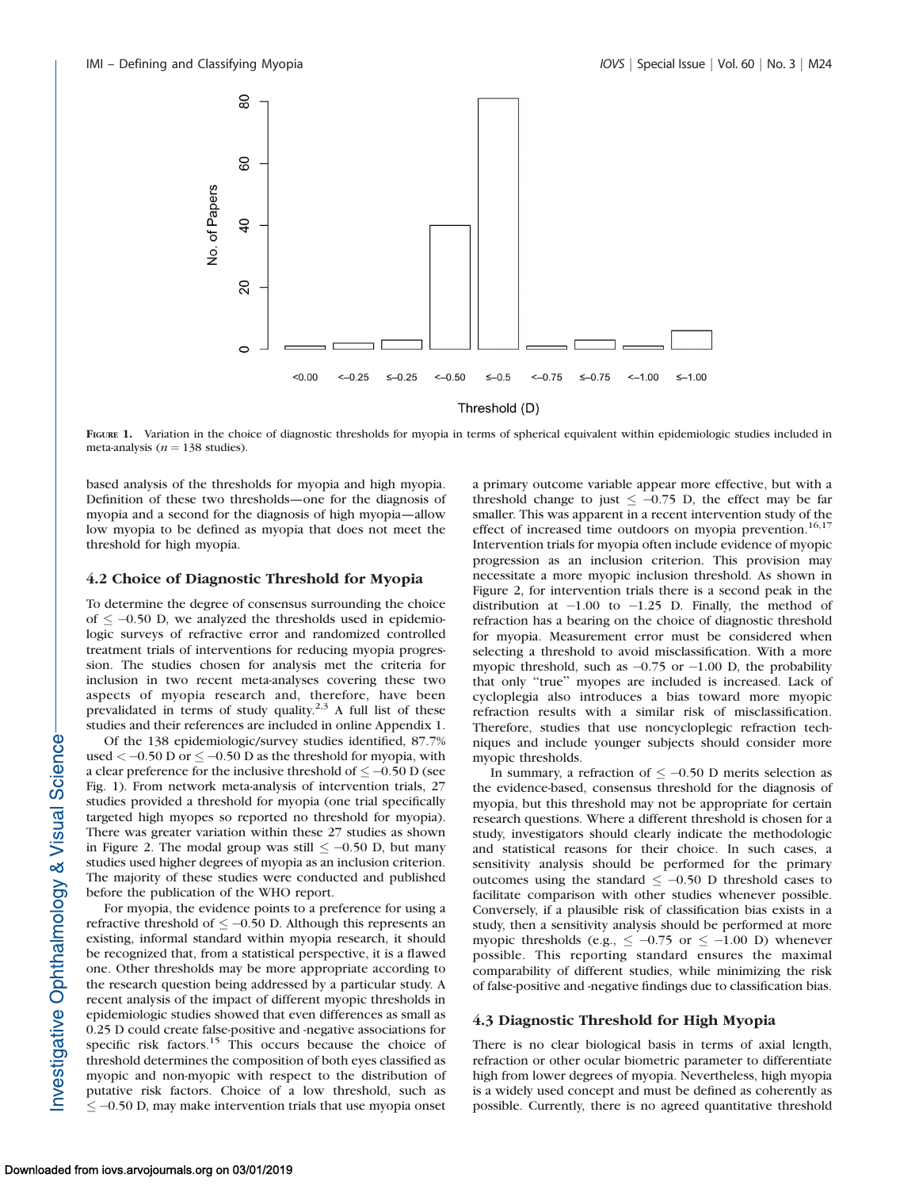FIGURE 1. Variation in the choice of diagnostic thresholds for myopia in terms of spherical equivalent within epidemiologic studies included in meta-analysis ($n = 138$ studies).

based analysis of the thresholds for myopia and high myopia. Definition of these two thresholds—one for the diagnosis of myopia and a second for the diagnosis of high myopia—allow low myopia to be defined as myopia that does not meet the threshold for high myopia.

### 4.2 Choice of Diagnostic Threshold for Myopia

To determine the degree of consensus surrounding the choice of $\leq -0.50$ D, we analyzed the thresholds used in epidemiologic surveys of refractive error and randomized controlled treatment trials of interventions for reducing myopia progression. The studies chosen for analysis met the criteria for inclusion in two recent meta-analyses covering these two aspects of myopia research and, therefore, have been prevalidated in terms of study quality.[2,3] A full list of these studies and their references are included in online Appendix 1.

Of the 138 epidemiologic/survey studies identified, 87.7% used $< -0.50$ D or $\leq -0.50$ D as the threshold for myopia, with a clear preference for the inclusive threshold of $\leq -0.50$ D (see Fig. 1). From network meta-analysis of intervention trials, 27 studies provided a threshold for myopia (one trial specifically targeted high myopes so reported no threshold for myopia). There was greater variation within these 27 studies as shown in Figure 2. The modal group was still $\leq -0.50$ D, but many studies used higher degrees of myopia as an inclusion criterion. The majority of these studies were conducted and published before the publication of the WHO report.

For myopia, the evidence points to a preference for using a refractive threshold of $\leq -0.50$ D. Although this represents an existing, informal standard within myopia research, it should be recognized that, from a statistical perspective, it is a flawed one. Other thresholds may be more appropriate according to the research question being addressed by a particular study. A recent analysis of the impact of different myopic thresholds in epidemiologic studies showed that even differences as small as 0.25 D could create false-positive and -negative associations for specific risk factors.[15] This occurs because the choice of threshold determines the composition of both eyes classified as myopic and non-myopic with respect to the distribution of putative risk factors. Choice of a low threshold, such as $\leq -0.50$ D, may make intervention trials that use myopia onset as a primary outcome variable appear more effective, but with a threshold change to just $\leq -0.75$ D, the effect may be far smaller. This was apparent in a recent intervention study of the effect of increased time outdoors on myopia prevention.[16,17] Intervention trials for myopia often include evidence of myopic progression as an inclusion criterion. This provision may necessitate a more myopic inclusion threshold. As shown in Figure 2, for intervention trials there is a second peak in the distribution at $-1.00$ to $-1.25$ D. Finally, the method of refraction has a bearing on the choice of diagnostic threshold for myopia. Measurement error must be considered when selecting a threshold to avoid misclassification. With a more myopic threshold, such as $-0.75$ or $-1.00$ D, the probability that only "true" myopes are included is increased. Lack of cycloplegia also introduces a bias toward more myopic refraction results with a similar risk of misclassification. Therefore, studies that use noncycloplegic refraction techniques and include younger subjects should consider more myopic thresholds.

In summary, a refraction of $\leq -0.50$ D merits selection as the evidence-based, consensus threshold for the diagnosis of myopia, but this threshold may not be appropriate for certain research questions. Where a different threshold is chosen for a study, investigators should clearly indicate the methodologic and statistical reasons for their choice. In such cases, a sensitivity analysis should be performed for the primary outcomes using the standard $\leq -0.50$ D threshold cases to facilitate comparison with other studies whenever possible. Conversely, if a plausible risk of classification bias exists in a study, then a sensitivity analysis should be performed at more myopic thresholds (e.g., $\leq -0.75$ or $\leq -1.00$ D) whenever possible. This reporting standard ensures the maximal comparability of different studies, while minimizing the risk of false-positive and -negative findings due to classification bias.

### 4.3 Diagnostic Threshold for High Myopia

There is no clear biological basis in terms of axial length, refraction or other ocular biometric parameter to differentiate high from lower degrees of myopia. Nevertheless, high myopia is a widely used concept and must be defined as coherently as possible. Currently, there is no agreed quantitative threshold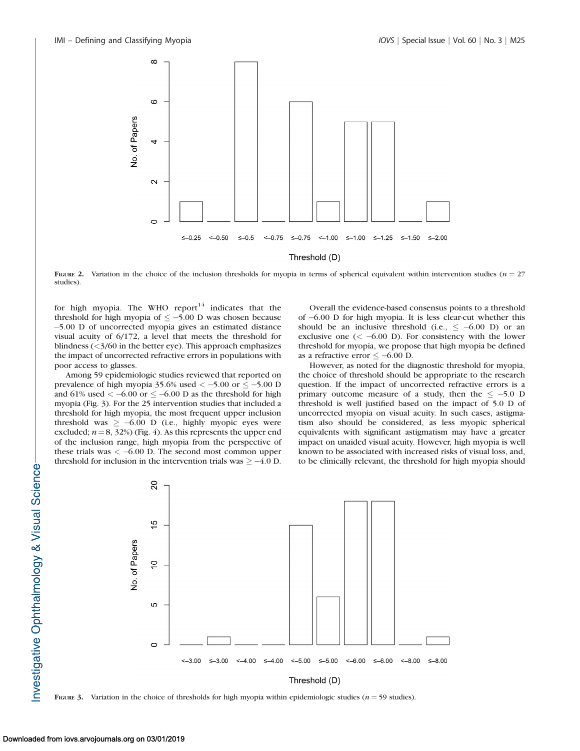FIGURE 2. Variation in the choice of the inclusion thresholds for myopia in terms of spherical equivalent within intervention studies ($n = 27$ studies).

for high myopia. The WHO report[14] indicates that the threshold for high myopia of ≤ −5.00 D was chosen because −5.00 D of uncorrected myopia gives an estimated distance visual acuity of 6/172, a level that meets the threshold for blindness (<3/60 in the better eye). This approach emphasizes the impact of uncorrected refractive errors in populations with poor access to glasses.

Among 59 epidemiologic studies reviewed that reported on prevalence of high myopia 35.6% used < −5.00 or ≤ −5.00 D and 61% used < −6.00 or ≤ −6.00 D as the threshold for high myopia (Fig. 3). For the 25 intervention studies that included a threshold for high myopia, the most frequent upper inclusion threshold was ≥ −6.00 D (i.e., highly myopic eyes were excluded; $n = 8$, 32%) (Fig. 4). As this represents the upper end of the inclusion range, high myopia from the perspective of these trials was < −6.00 D. The second most common upper threshold for inclusion in the intervention trials was ≥ −4.0 D.

Overall the evidence-based consensus points to a threshold of −6.00 D for high myopia. It is less clear-cut whether this should be an inclusive threshold (i.e., ≤ −6.00 D) or an exclusive one (< −6.00 D). For consistency with the lower threshold for myopia, we propose that high myopia be defined as a refractive error ≤ −6.00 D.

However, as noted for the diagnostic threshold for myopia, the choice of threshold should be appropriate to the research question. If the impact of uncorrected refractive errors is a primary outcome measure of a study, then the ≤ −5.0 D threshold is well justified based on the impact of 5.0 D of uncorrected myopia on visual acuity. In such cases, astigmatism also should be considered, as less myopic spherical equivalents with significant astigmatism may have a greater impact on unaided visual acuity. However, high myopia is well known to be associated with increased risks of visual loss, and, to be clinically relevant, the threshold for high myopia should

FIGURE 3. Variation in the choice of thresholds for high myopia within epidemiologic studies ($n = 59$ studies).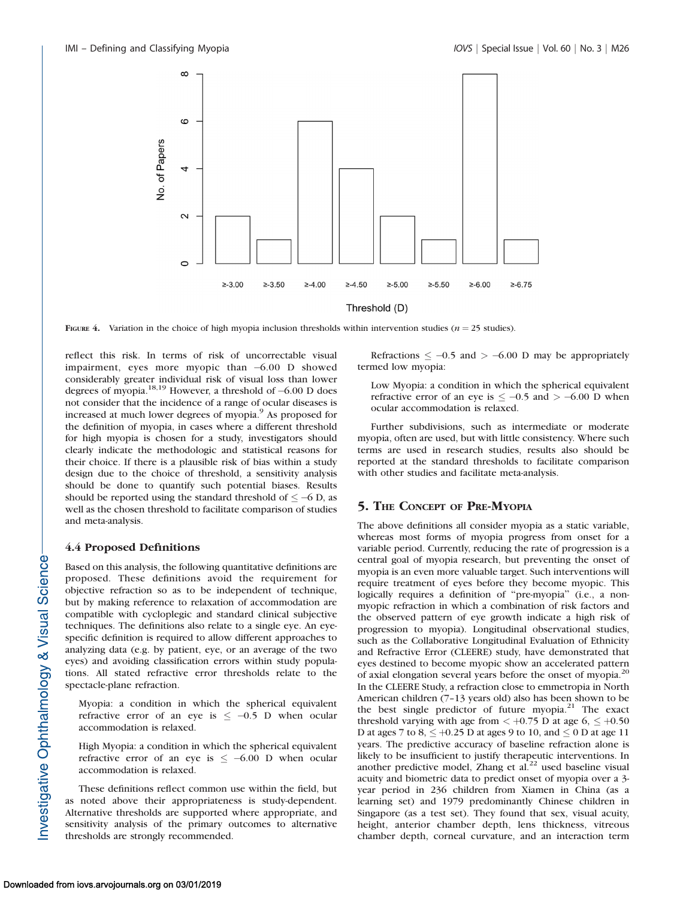FIGURE 4. Variation in the choice of high myopia inclusion thresholds within intervention studies ($n = 25$ studies).

reflect this risk. In terms of risk of uncorrectable visual impairment, eyes more myopic than –6.00 D showed considerably greater individual risk of visual loss than lower degrees of myopia.[18,19] However, a threshold of –6.00 D does not consider that the incidence of a range of ocular diseases is increased at much lower degrees of myopia.[9] As proposed for the definition of myopia, in cases where a different threshold for high myopia is chosen for a study, investigators should clearly indicate the methodologic and statistical reasons for their choice. If there is a plausible risk of bias within a study design due to the choice of threshold, a sensitivity analysis should be done to quantify such potential biases. Results should be reported using the standard threshold of $\leq -6$ D, as well as the chosen threshold to facilitate comparison of studies and meta-analysis.

### 4.4 Proposed Definitions

Based on this analysis, the following quantitative definitions are proposed. These definitions avoid the requirement for objective refraction so as to be independent of technique, but by making reference to relaxation of accommodation are compatible with cycloplegic and standard clinical subjective techniques. The definitions also relate to a single eye. An eye-specific definition is required to allow different approaches to analyzing data (e.g. by patient, eye, or an average of the two eyes) and avoiding classification errors within study populations. All stated refractive error thresholds relate to the spectacle-plane refraction.

> Myopia: a condition in which the spherical equivalent refractive error of an eye is $\leq -0.5$ D when ocular accommodation is relaxed.

> High Myopia: a condition in which the spherical equivalent refractive error of an eye is $\leq -6.00$ D when ocular accommodation is relaxed.

These definitions reflect common use within the field, but as noted above their appropriateness is study-dependent. Alternative thresholds are supported where appropriate, and sensitivity analysis of the primary outcomes to alternative thresholds are strongly recommended.

Refractions $\leq -0.5$ and $> -6.00$ D may be appropriately termed low myopia:

> Low Myopia: a condition in which the spherical equivalent refractive error of an eye is $\leq -0.5$ and $> -6.00$ D when ocular accommodation is relaxed.

Further subdivisions, such as intermediate or moderate myopia, often are used, but with little consistency. Where such terms are used in research studies, results also should be reported at the standard thresholds to facilitate comparison with other studies and facilitate meta-analysis.

## 5. The Concept of Pre-Myopia

The above definitions all consider myopia as a static variable, whereas most forms of myopia progress from onset for a variable period. Currently, reducing the rate of progression is a central goal of myopia research, but preventing the onset of myopia is an even more valuable target. Such interventions will require treatment of eyes before they become myopic. This logically requires a definition of "pre-myopia" (i.e., a non-myopic refraction in which a combination of risk factors and the observed pattern of eye growth indicate a high risk of progression to myopia). Longitudinal observational studies, such as the Collaborative Longitudinal Evaluation of Ethnicity and Refractive Error (CLEERE) study, have demonstrated that eyes destined to become myopic show an accelerated pattern of axial elongation several years before the onset of myopia.[20] In the CLEERE Study, a refraction close to emmetropia in North American children (7–13 years old) also has been shown to be the best single predictor of future myopia.[21] The exact threshold varying with age from $< +0.75$ D at age 6, $\leq +0.50$ D at ages 7 to 8, $\leq +0.25$ D at ages 9 to 10, and $\leq 0$ D at age 11 years. The predictive accuracy of baseline refraction alone is likely to be insufficient to justify therapeutic interventions. In another predictive model, Zhang et al.[22] used baseline visual acuity and biometric data to predict onset of myopia over a 3-year period in 236 children from Xiamen in China (as a learning set) and 1979 predominantly Chinese children in Singapore (as a test set). They found that sex, visual acuity, height, anterior chamber depth, lens thickness, vitreous chamber depth, corneal curvature, and an interaction term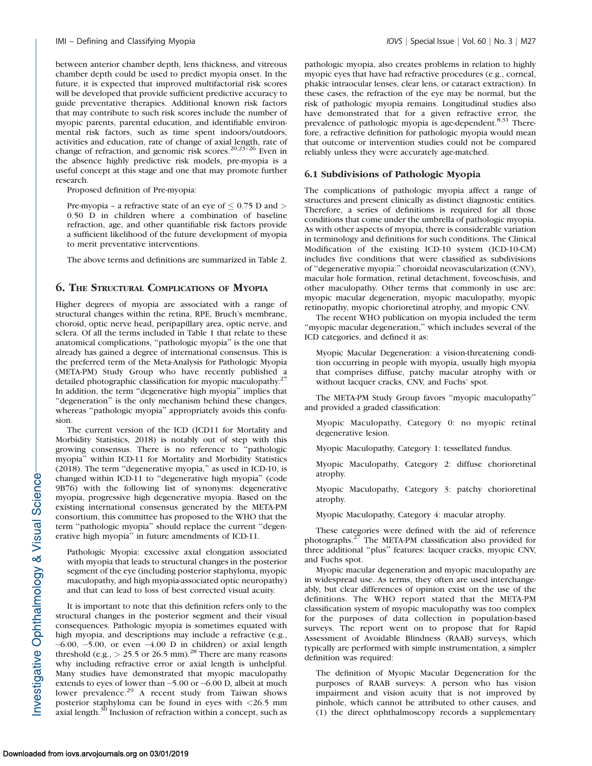between anterior chamber depth, lens thickness, and vitreous chamber depth could be used to predict myopia onset. In the future, it is expected that improved multifactorial risk scores will be developed that provide sufficient predictive accuracy to guide preventative therapies. Additional known risk factors that may contribute to such risk scores include the number of myopic parents, parental education, and identifiable environmental risk factors, such as time spent indoors/outdoors, activities and education, rate of change of axial length, rate of change of refraction, and genomic risk scores.[20,23–26] Even in the absence highly predictive risk models, pre-myopia is a useful concept at this stage and one that may promote further research.

Proposed definition of Pre-myopia:

> Pre-myopia – a refractive state of an eye of ≤ 0.75 D and > 0.50 D in children where a combination of baseline refraction, age, and other quantifiable risk factors provide a sufficient likelihood of the future development of myopia to merit preventative interventions.

The above terms and definitions are summarized in Table 2.

## 6. The Structural Complications of Myopia

Higher degrees of myopia are associated with a range of structural changes within the retina, RPE, Bruch's membrane, choroid, optic nerve head, peripapillary area, optic nerve, and sclera. Of all the terms included in Table 1 that relate to these anatomical complications, "pathologic myopia" is the one that already has gained a degree of international consensus. This is the preferred term of the Meta-Analysis for Pathologic Myopia (META-PM) Study Group who have recently published a detailed photographic classification for myopic maculopathy.[27] In addition, the term "degenerative high myopia" implies that "degeneration" is the only mechanism behind these changes, whereas "pathologic myopia" appropriately avoids this confusion.

The current version of the ICD (ICD11 for Mortality and Morbidity Statistics, 2018) is notably out of step with this growing consensus. There is no reference to "pathologic myopia" within ICD-11 for Mortality and Morbidity Statistics (2018). The term "degenerative myopia," as used in ICD-10, is changed within ICD-11 to "degenerative high myopia" (code 9B76) with the following list of synonyms: degenerative myopia, progressive high degenerative myopia. Based on the existing international consensus generated by the META-PM consortium, this committee has proposed to the WHO that the term "pathologic myopia" should replace the current "degenerative high myopia" in future amendments of ICD-11.

> Pathologic Myopia: excessive axial elongation associated with myopia that leads to structural changes in the posterior segment of the eye (including posterior staphyloma, myopic maculopathy, and high myopia-associated optic neuropathy) and that can lead to loss of best corrected visual acuity.

It is important to note that this definition refers only to the structural changes in the posterior segment and their visual consequences. Pathologic myopia is sometimes equated with high myopia, and descriptions may include a refractive (e.g., –6.00, –5.00, or even –4.00 D in children) or axial length threshold (e.g., > 25.5 or 26.5 mm).[28] There are many reasons why including refractive error or axial length is unhelpful. Many studies have demonstrated that myopic maculopathy extends to eyes of lower than –5.00 or –6.00 D, albeit at much lower prevalence.[29] A recent study from Taiwan shows posterior staphyloma can be found in eyes with <26.5 mm axial length.[30] Inclusion of refraction within a concept, such as pathologic myopia, also creates problems in relation to highly myopic eyes that have had refractive procedures (e.g., corneal, phakic intraocular lenses, clear lens, or cataract extraction). In these cases, the refraction of the eye may be normal, but the risk of pathologic myopia remains. Longitudinal studies also have demonstrated that for a given refractive error, the prevalence of pathologic myopia is age-dependent.[8,31] Therefore, a refractive definition for pathologic myopia would mean that outcome or intervention studies could not be compared reliably unless they were accurately age-matched.

### 6.1 Subdivisions of Pathologic Myopia

The complications of pathologic myopia affect a range of structures and present clinically as distinct diagnostic entities. Therefore, a series of definitions is required for all those conditions that come under the umbrella of pathologic myopia. As with other aspects of myopia, there is considerable variation in terminology and definitions for such conditions. The Clinical Modification of the existing ICD-10 system (ICD-10-CM) includes five conditions that were classified as subdivisions of "degenerative myopia:" choroidal neovascularization (CNV), macular hole formation, retinal detachment, foveoschisis, and other maculopathy. Other terms that commonly in use are: myopic macular degeneration, myopic maculopathy, myopic retinopathy, myopic chorioretinal atrophy, and myopic CNV.

The recent WHO publication on myopia included the term "myopic macular degeneration," which includes several of the ICD categories, and defined it as:

> Myopic Macular Degeneration: a vision-threatening condition occurring in people with myopia, usually high myopia that comprises diffuse, patchy macular atrophy with or without lacquer cracks, CNV, and Fuchs' spot.

The META-PM Study Group favors "myopic maculopathy" and provided a graded classification:

> Myopic Maculopathy, Category 0: no myopic retinal degenerative lesion.
>
> Myopic Maculopathy, Category 1: tessellated fundus.
>
> Myopic Maculopathy, Category 2: diffuse chorioretinal atrophy.
>
> Myopic Maculopathy, Category 3: patchy chorioretinal atrophy.
>
> Myopic Maculopathy, Category 4: macular atrophy.

These categories were defined with the aid of reference photographs.[27] The META-PM classification also provided for three additional "plus" features: lacquer cracks, myopic CNV, and Fuchs spot.

Myopic macular degeneration and myopic maculopathy are in widespread use. As terms, they often are used interchangeably, but clear differences of opinion exist on the use of the definitions. The WHO report stated that the META-PM classification system of myopic maculopathy was too complex for the purposes of data collection in population-based surveys. The report went on to propose that for Rapid Assessment of Avoidable Blindness (RAAB) surveys, which typically are performed with simple instrumentation, a simpler definition was required:

> The definition of Myopic Macular Degeneration for the purposes of RAAB surveys: A person who has vision impairment and vision acuity that is not improved by pinhole, which cannot be attributed to other causes, and (1) the direct ophthalmoscopy records a supplementary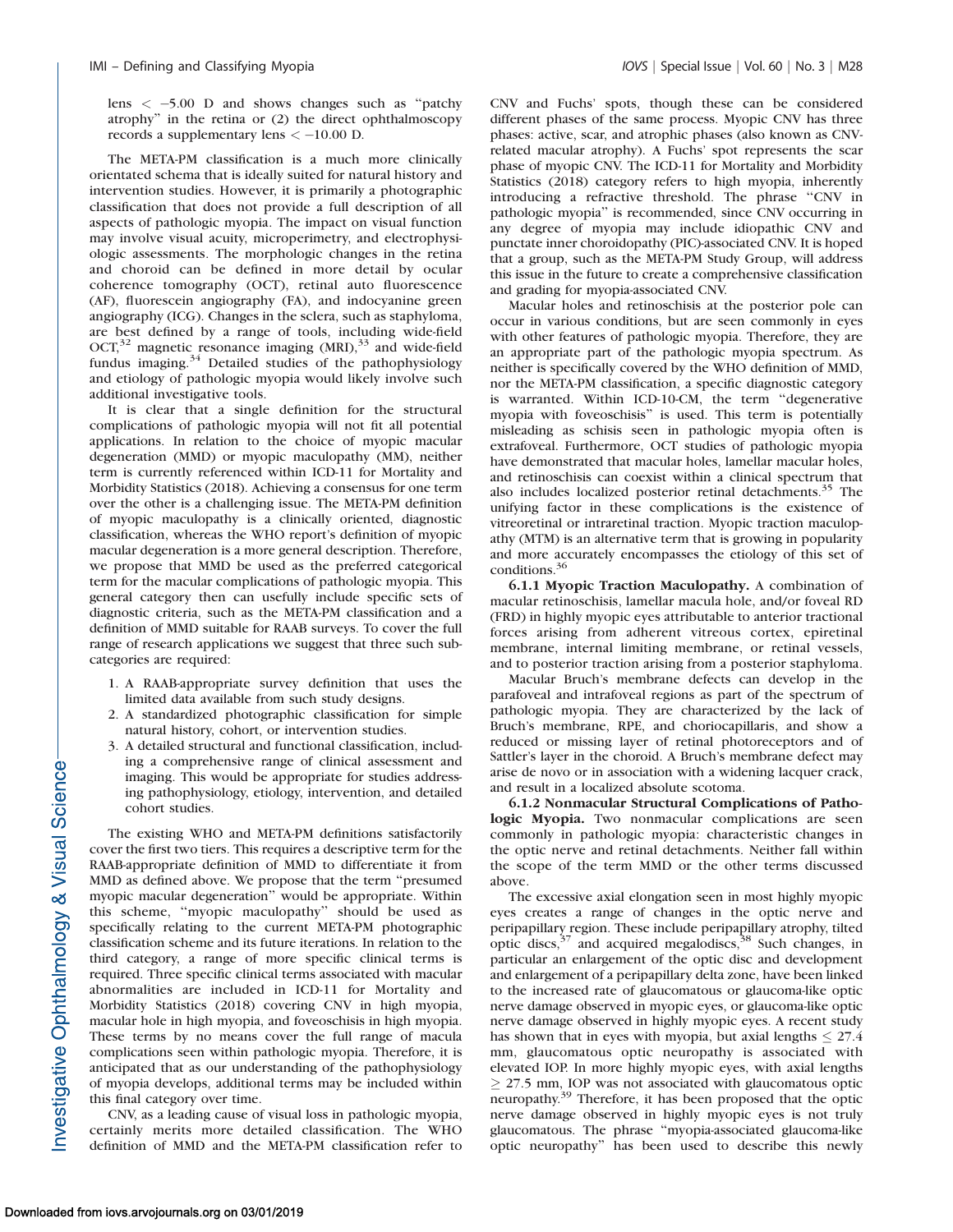lens < −5.00 D and shows changes such as "patchy atrophy" in the retina or (2) the direct ophthalmoscopy records a supplementary lens < −10.00 D.

The META-PM classification is a much more clinically orientated schema that is ideally suited for natural history and intervention studies. However, it is primarily a photographic classification that does not provide a full description of all aspects of pathologic myopia. The impact on visual function may involve visual acuity, microperimetry, and electrophysiologic assessments. The morphologic changes in the retina and choroid can be defined in more detail by ocular coherence tomography (OCT), retinal auto fluorescence (AF), fluorescein angiography (FA), and indocyanine green angiography (ICG). Changes in the sclera, such as staphyloma, are best defined by a range of tools, including wide-field OCT,[32] magnetic resonance imaging (MRI),[33] and wide-field fundus imaging.[34] Detailed studies of the pathophysiology and etiology of pathologic myopia would likely involve such additional investigative tools.

It is clear that a single definition for the structural complications of pathologic myopia will not fit all potential applications. In relation to the choice of myopic macular degeneration (MMD) or myopic maculopathy (MM), neither term is currently referenced within ICD-11 for Mortality and Morbidity Statistics (2018). Achieving a consensus for one term over the other is a challenging issue. The META-PM definition of myopic maculopathy is a clinically oriented, diagnostic classification, whereas the WHO report's definition of myopic macular degeneration is a more general description. Therefore, we propose that MMD be used as the preferred categorical term for the macular complications of pathologic myopia. This general category then can usefully include specific sets of diagnostic criteria, such as the META-PM classification and a definition of MMD suitable for RAAB surveys. To cover the full range of research applications we suggest that three such subcategories are required:

1. A RAAB-appropriate survey definition that uses the limited data available from such study designs.
2. A standardized photographic classification for simple natural history, cohort, or intervention studies.
3. A detailed structural and functional classification, including a comprehensive range of clinical assessment and imaging. This would be appropriate for studies addressing pathophysiology, etiology, intervention, and detailed cohort studies.

The existing WHO and META-PM definitions satisfactorily cover the first two tiers. This requires a descriptive term for the RAAB-appropriate definition of MMD to differentiate it from MMD as defined above. We propose that the term "presumed myopic macular degeneration" would be appropriate. Within this scheme, "myopic maculopathy" should be used as specifically relating to the current META-PM photographic classification scheme and its future iterations. In relation to the third category, a range of more specific clinical terms is required. Three specific clinical terms associated with macular abnormalities are included in ICD-11 for Mortality and Morbidity Statistics (2018) covering CNV in high myopia, macular hole in high myopia, and foveoschisis in high myopia. These terms by no means cover the full range of macula complications seen within pathologic myopia. Therefore, it is anticipated that as our understanding of the pathophysiology of myopia develops, additional terms may be included within this final category over time.

CNV, as a leading cause of visual loss in pathologic myopia, certainly merits more detailed classification. The WHO definition of MMD and the META-PM classification refer to CNV and Fuchs' spots, though these can be considered different phases of the same process. Myopic CNV has three phases: active, scar, and atrophic phases (also known as CNV-related macular atrophy). A Fuchs' spot represents the scar phase of myopic CNV. The ICD-11 for Mortality and Morbidity Statistics (2018) category refers to high myopia, inherently introducing a refractive threshold. The phrase "CNV in pathologic myopia" is recommended, since CNV occurring in any degree of myopia may include idiopathic CNV and punctate inner choroidopathy (PIC)-associated CNV. It is hoped that a group, such as the META-PM Study Group, will address this issue in the future to create a comprehensive classification and grading for myopia-associated CNV.

Macular holes and retinoschisis at the posterior pole can occur in various conditions, but are seen commonly in eyes with other features of pathologic myopia. Therefore, they are an appropriate part of the pathologic myopia spectrum. As neither is specifically covered by the WHO definition of MMD, nor the META-PM classification, a specific diagnostic category is warranted. Within ICD-10-CM, the term "degenerative myopia with foveoschisis" is used. This term is potentially misleading as schisis seen in pathologic myopia often is extrafoveal. Furthermore, OCT studies of pathologic myopia have demonstrated that macular holes, lamellar macular holes, and retinoschisis can coexist within a clinical spectrum that also includes localized posterior retinal detachments.[35] The unifying factor in these complications is the existence of vitreoretinal or intraretinal traction. Myopic traction maculopathy (MTM) is an alternative term that is growing in popularity and more accurately encompasses the etiology of this set of conditions.[36]

**6.1.1 Myopic Traction Maculopathy.** A combination of macular retinoschisis, lamellar macula hole, and/or foveal RD (FRD) in highly myopic eyes attributable to anterior tractional forces arising from adherent vitreous cortex, epiretinal membrane, internal limiting membrane, or retinal vessels, and to posterior traction arising from a posterior staphyloma.

Macular Bruch's membrane defects can develop in the parafoveal and intrafoveal regions as part of the spectrum of pathologic myopia. They are characterized by the lack of Bruch's membrane, RPE, and choriocapillaris, and show a reduced or missing layer of retinal photoreceptors and of Sattler's layer in the choroid. A Bruch's membrane defect may arise de novo or in association with a widening lacquer crack, and result in a localized absolute scotoma.

**6.1.2 Nonmacular Structural Complications of Pathologic Myopia.** Two nonmacular complications are seen commonly in pathologic myopia: characteristic changes in the optic nerve and retinal detachments. Neither fall within the scope of the term MMD or the other terms discussed above.

The excessive axial elongation seen in most highly myopic eyes creates a range of changes in the optic nerve and peripapillary region. These include peripapillary atrophy, tilted optic discs,[37] and acquired megalodiscs,[38] Such changes, in particular an enlargement of the optic disc and development and enlargement of a peripapillary delta zone, have been linked to the increased rate of glaucomatous or glaucoma-like optic nerve damage observed in myopic eyes, or glaucoma-like optic nerve damage observed in highly myopic eyes. A recent study has shown that in eyes with myopia, but axial lengths ≤ 27.4 mm, glaucomatous optic neuropathy is associated with elevated IOP. In more highly myopic eyes, with axial lengths ≥ 27.5 mm, IOP was not associated with glaucomatous optic neuropathy.[39] Therefore, it has been proposed that the optic nerve damage observed in highly myopic eyes is not truly glaucomatous. The phrase "myopia-associated glaucoma-like optic neuropathy" has been used to describe this newly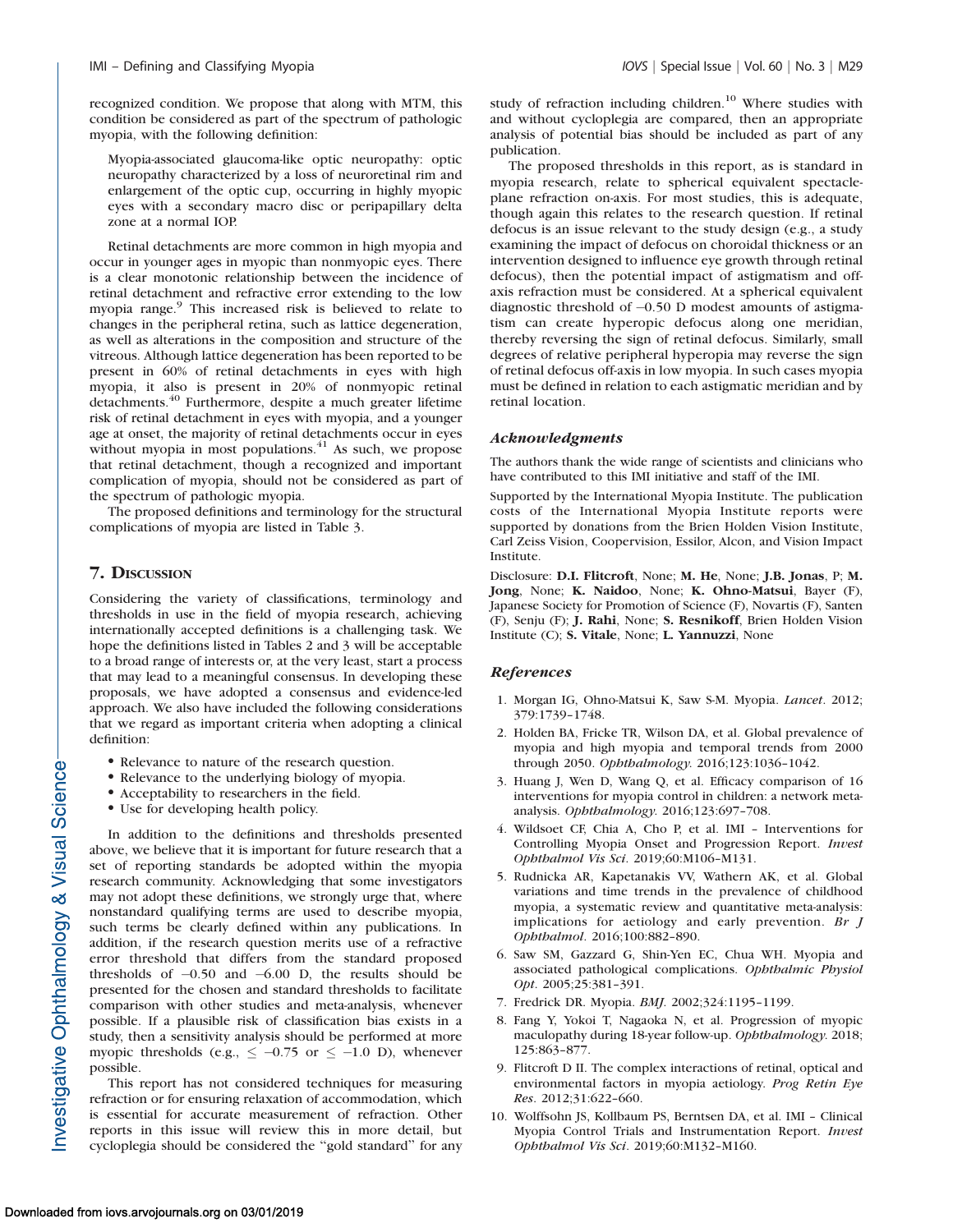recognized condition. We propose that along with MTM, this condition be considered as part of the spectrum of pathologic myopia, with the following definition:

> Myopia-associated glaucoma-like optic neuropathy: optic neuropathy characterized by a loss of neuroretinal rim and enlargement of the optic cup, occurring in highly myopic eyes with a secondary macro disc or peripapillary delta zone at a normal IOP.

Retinal detachments are more common in high myopia and occur in younger ages in myopic than nonmyopic eyes. There is a clear monotonic relationship between the incidence of retinal detachment and refractive error extending to the low myopia range.[9] This increased risk is believed to relate to changes in the peripheral retina, such as lattice degeneration, as well as alterations in the composition and structure of the vitreous. Although lattice degeneration has been reported to be present in 60% of retinal detachments in eyes with high myopia, it also is present in 20% of nonmyopic retinal detachments.[40] Furthermore, despite a much greater lifetime risk of retinal detachment in eyes with myopia, and a younger age at onset, the majority of retinal detachments occur in eyes without myopia in most populations.[41] As such, we propose that retinal detachment, though a recognized and important complication of myopia, should not be considered as part of the spectrum of pathologic myopia.

The proposed definitions and terminology for the structural complications of myopia are listed in Table 3.

## 7. Discussion

Considering the variety of classifications, terminology and thresholds in use in the field of myopia research, achieving internationally accepted definitions is a challenging task. We hope the definitions listed in Tables 2 and 3 will be acceptable to a broad range of interests or, at the very least, start a process that may lead to a meaningful consensus. In developing these proposals, we have adopted a consensus and evidence-led approach. We also have included the following considerations that we regard as important criteria when adopting a clinical definition:

- Relevance to nature of the research question.
- Relevance to the underlying biology of myopia.
- Acceptability to researchers in the field.
- Use for developing health policy.

In addition to the definitions and thresholds presented above, we believe that it is important for future research that a set of reporting standards be adopted within the myopia research community. Acknowledging that some investigators may not adopt these definitions, we strongly urge that, where nonstandard qualifying terms are used to describe myopia, such terms be clearly defined within any publications. In addition, if the research question merits use of a refractive error threshold that differs from the standard proposed thresholds of −0.50 and −6.00 D, the results should be presented for the chosen and standard thresholds to facilitate comparison with other studies and meta-analysis, whenever possible. If a plausible risk of classification bias exists in a study, then a sensitivity analysis should be performed at more myopic thresholds (e.g., $\leq -0.75$ or $\leq -1.0$ D), whenever possible.

This report has not considered techniques for measuring refraction or for ensuring relaxation of accommodation, which is essential for accurate measurement of refraction. Other reports in this issue will review this in more detail, but cycloplegia should be considered the "gold standard" for any study of refraction including children.[10] Where studies with and without cycloplegia are compared, then an appropriate analysis of potential bias should be included as part of any publication.

The proposed thresholds in this report, as is standard in myopia research, relate to spherical equivalent spectacle-plane refraction on-axis. For most studies, this is adequate, though again this relates to the research question. If retinal defocus is an issue relevant to the study design (e.g., a study examining the impact of defocus on choroidal thickness or an intervention designed to influence eye growth through retinal defocus), then the potential impact of astigmatism and off-axis refraction must be considered. At a spherical equivalent diagnostic threshold of −0.50 D modest amounts of astigmatism can create hyperopic defocus along one meridian, thereby reversing the sign of retinal defocus. Similarly, small degrees of relative peripheral hyperopia may reverse the sign of retinal defocus off-axis in low myopia. In such cases myopia must be defined in relation to each astigmatic meridian and by retinal location.

### *Acknowledgments*

The authors thank the wide range of scientists and clinicians who have contributed to this IMI initiative and staff of the IMI.

Supported by the International Myopia Institute. The publication costs of the International Myopia Institute reports were supported by donations from the Brien Holden Vision Institute, Carl Zeiss Vision, Coopervision, Essilor, Alcon, and Vision Impact Institute.

Disclosure: **D.I. Flitcroft**, None; **M. He**, None; **J.B. Jonas**, P; **M. Jong**, None; **K. Naidoo**, None; **K. Ohno-Matsui**, Bayer (F), Japanese Society for Promotion of Science (F), Novartis (F), Santen (F), Senju (F); **J. Rahi**, None; **S. Resnikoff**, Brien Holden Vision Institute (C); **S. Vitale**, None; **L. Yannuzzi**, None

### *References*

1. Morgan IG, Ohno-Matsui K, Saw S-M. Myopia. *Lancet*. 2012; 379:1739–1748.
2. Holden BA, Fricke TR, Wilson DA, et al. Global prevalence of myopia and high myopia and temporal trends from 2000 through 2050. *Ophthalmology*. 2016;123:1036–1042.
3. Huang J, Wen D, Wang Q, et al. Efficacy comparison of 16 interventions for myopia control in children: a network meta-analysis. *Ophthalmology*. 2016;123:697–708.
4. Wildsoet CF, Chia A, Cho P, et al. IMI – Interventions for Controlling Myopia Onset and Progression Report. *Invest Ophthalmol Vis Sci*. 2019;60:M106–M131.
5. Rudnicka AR, Kapetanakis VV, Wathern AK, et al. Global variations and time trends in the prevalence of childhood myopia, a systematic review and quantitative meta-analysis: implications for aetiology and early prevention. *Br J Ophthalmol*. 2016;100:882–890.
6. Saw SM, Gazzard G, Shin-Yen EC, Chua WH. Myopia and associated pathological complications. *Ophthalmic Physiol Opt*. 2005;25:381–391.
7. Fredrick DR. Myopia. *BMJ*. 2002;324:1195–1199.
8. Fang Y, Yokoi T, Nagaoka N, et al. Progression of myopic maculopathy during 18-year follow-up. *Ophthalmology*. 2018; 125:863–877.
9. Flitcroft D II. The complex interactions of retinal, optical and environmental factors in myopia aetiology. *Prog Retin Eye Res*. 2012;31:622–660.
10. Wolffsohn JS, Kollbaum PS, Berntsen DA, et al. IMI – Clinical Myopia Control Trials and Instrumentation Report. *Invest Ophthalmol Vis Sci*. 2019;60:M132–M160.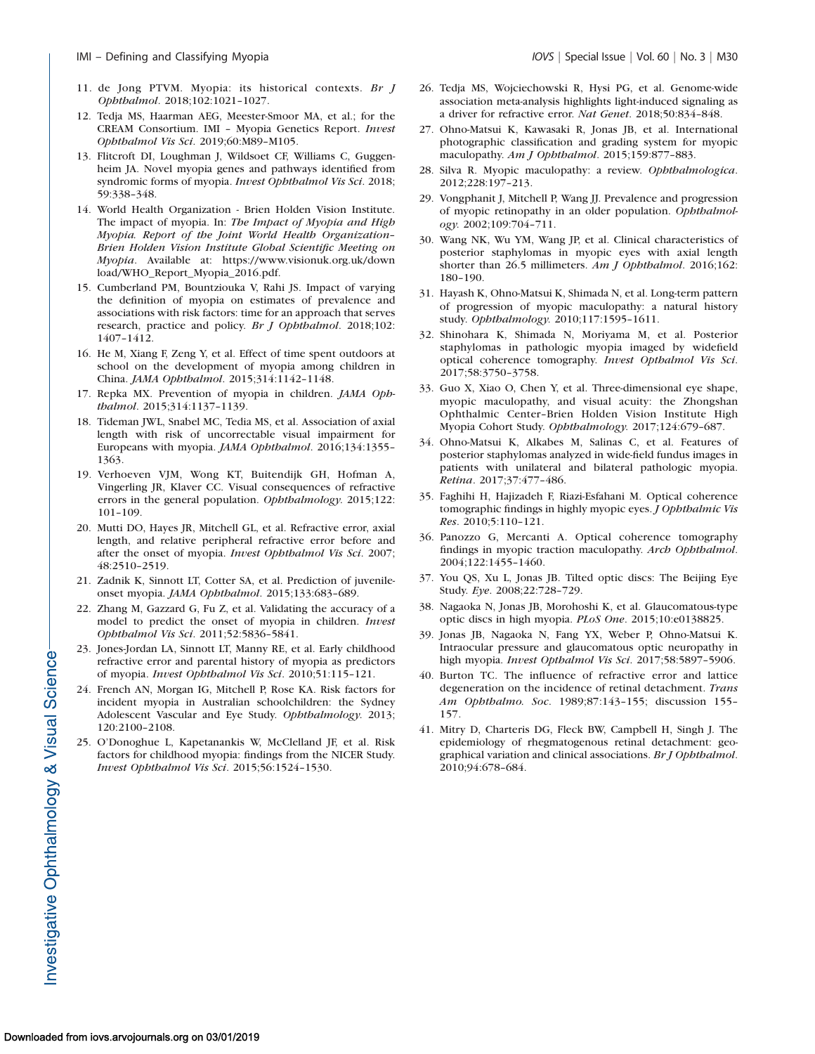11. de Jong PTVM. Myopia: its historical contexts. *Br J Ophthalmol*. 2018;102:1021–1027.
12. Tedja MS, Haarman AEG, Meester-Smoor MA, et al.; for the CREAM Consortium. IMI – Myopia Genetics Report. *Invest Ophthalmol Vis Sci*. 2019;60:M89–M105.
13. Flitcroft DI, Loughman J, Wildsoet CF, Williams C, Guggenheim JA. Novel myopia genes and pathways identified from syndromic forms of myopia. *Invest Ophthalmol Vis Sci*. 2018; 59:338–348.
14. World Health Organization - Brien Holden Vision Institute. The impact of myopia. In: *The Impact of Myopia and High Myopia. Report of the Joint World Health Organization–Brien Holden Vision Institute Global Scientific Meeting on Myopia*. Available at: https://www.visionuk.org.uk/download/WHO_Report_Myopia_2016.pdf.
15. Cumberland PM, Bountziouka V, Rahi JS. Impact of varying the definition of myopia on estimates of prevalence and associations with risk factors: time for an approach that serves research, practice and policy. *Br J Ophthalmol*. 2018;102: 1407–1412.
16. He M, Xiang F, Zeng Y, et al. Effect of time spent outdoors at school on the development of myopia among children in China. *JAMA Ophthalmol*. 2015;314:1142–1148.
17. Repka MX. Prevention of myopia in children. *JAMA Ophthalmol*. 2015;314:1137–1139.
18. Tideman JWL, Snabel MC, Tedia MS, et al. Association of axial length with risk of uncorrectable visual impairment for Europeans with myopia. *JAMA Ophthalmol*. 2016;134:1355–1363.
19. Verhoeven VJM, Wong KT, Buitendijk GH, Hofman A, Vingerling JR, Klaver CC. Visual consequences of refractive errors in the general population. *Ophthalmology.* 2015;122: 101–109.
20. Mutti DO, Hayes JR, Mitchell GL, et al. Refractive error, axial length, and relative peripheral refractive error before and after the onset of myopia. *Invest Ophthalmol Vis Sci*. 2007; 48:2510–2519.
21. Zadnik K, Sinnott LT, Cotter SA, et al. Prediction of juvenile-onset myopia. *JAMA Ophthalmol*. 2015;133:683–689.
22. Zhang M, Gazzard G, Fu Z, et al. Validating the accuracy of a model to predict the onset of myopia in children. *Invest Ophthalmol Vis Sci*. 2011;52:5836–5841.
23. Jones-Jordan LA, Sinnott LT, Manny RE, et al. Early childhood refractive error and parental history of myopia as predictors of myopia. *Invest Ophthalmol Vis Sci*. 2010;51:115–121.
24. French AN, Morgan IG, Mitchell P, Rose KA. Risk factors for incident myopia in Australian schoolchildren: the Sydney Adolescent Vascular and Eye Study. *Ophthalmology.* 2013; 120:2100–2108.
25. O'Donoghue L, Kapetanankis W, McClelland JF, et al. Risk factors for childhood myopia: findings from the NICER Study. *Invest Ophthalmol Vis Sci*. 2015;56:1524–1530.
26. Tedja MS, Wojciechowski R, Hysi PG, et al. Genome-wide association meta-analysis highlights light-induced signaling as a driver for refractive error. *Nat Genet*. 2018;50:834–848.
27. Ohno-Matsui K, Kawasaki R, Jonas JB, et al. International photographic classification and grading system for myopic maculopathy. *Am J Ophthalmol*. 2015;159:877–883.
28. Silva R. Myopic maculopathy: a review. *Ophthalmologica*. 2012;228:197–213.
29. Vongphanit J, Mitchell P, Wang JJ. Prevalence and progression of myopic retinopathy in an older population. *Ophthalmology.* 2002;109:704–711.
30. Wang NK, Wu YM, Wang JP, et al. Clinical characteristics of posterior staphylomas in myopic eyes with axial length shorter than 26.5 millimeters. *Am J Ophthalmol*. 2016;162: 180–190.
31. Hayash K, Ohno-Matsui K, Shimada N, et al. Long-term pattern of progression of myopic maculopathy: a natural history study. *Ophthalmology.* 2010;117:1595–1611.
32. Shinohara K, Shimada N, Moriyama M, et al. Posterior staphylomas in pathologic myopia imaged by widefield optical coherence tomography. *Invest Opthalmol Vis Sci*. 2017;58:3750–3758.
33. Guo X, Xiao O, Chen Y, et al. Three-dimensional eye shape, myopic maculopathy, and visual acuity: the Zhongshan Ophthalmic Center–Brien Holden Vision Institute High Myopia Cohort Study. *Ophthalmology.* 2017;124:679–687.
34. Ohno-Matsui K, Alkabes M, Salinas C, et al. Features of posterior staphylomas analyzed in wide-field fundus images in patients with unilateral and bilateral pathologic myopia. *Retina*. 2017;37:477–486.
35. Faghihi H, Hajizadeh F, Riazi-Esfahani M. Optical coherence tomographic findings in highly myopic eyes. *J Ophthalmic Vis Res*. 2010;5:110–121.
36. Panozzo G, Mercanti A. Optical coherence tomography findings in myopic traction maculopathy. *Arch Ophthalmol*. 2004;122:1455–1460.
37. You QS, Xu L, Jonas JB. Tilted optic discs: The Beijing Eye Study. *Eye*. 2008;22:728–729.
38. Nagaoka N, Jonas JB, Morohoshi K, et al. Glaucomatous-type optic discs in high myopia. *PLoS One*. 2015;10:e0138825.
39. Jonas JB, Nagaoka N, Fang YX, Weber P, Ohno-Matsui K. Intraocular pressure and glaucomatous optic neuropathy in high myopia. *Invest Opthalmol Vis Sci*. 2017;58:5897–5906.
40. Burton TC. The influence of refractive error and lattice degeneration on the incidence of retinal detachment. *Trans Am Ophthalmo. Soc*. 1989;87:143–155; discussion 155–157.
41. Mitry D, Charteris DG, Fleck BW, Campbell H, Singh J. The epidemiology of rhegmatogenous retinal detachment: geographical variation and clinical associations. *Br J Ophthalmol*. 2010;94:678–684.